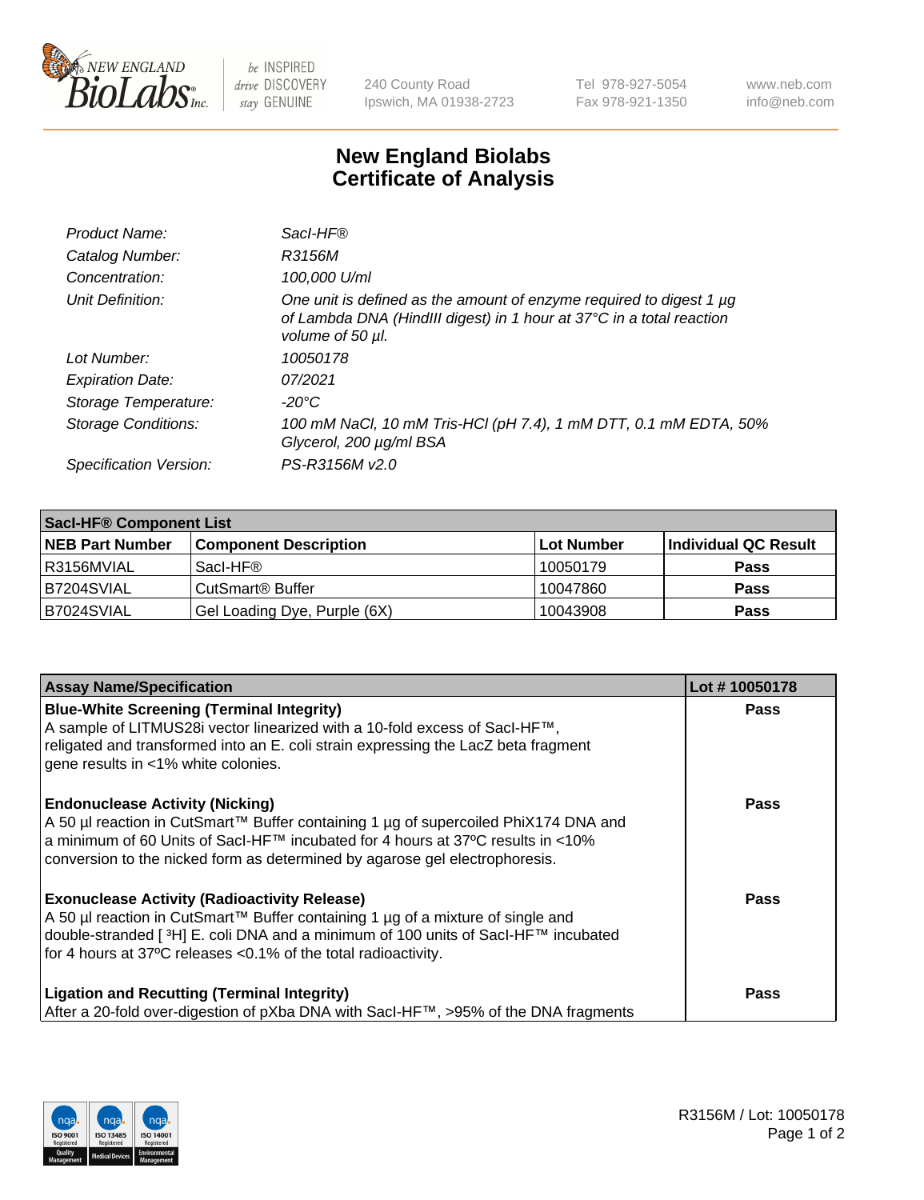240 County Road
Ipswich, MA 01938-2723

Tel 978-927-5054
Fax 978-921-1350

www.neb.com
info@neb.com

# New England Biolabs
# Certificate of Analysis

| | |
|---|---|
| *Product Name:* | *SacI-HF®* |
| *Catalog Number:* | *R3156M* |
| *Concentration:* | *100,000 U/ml* |
| *Unit Definition:* | *One unit is defined as the amount of enzyme required to digest 1 µg of Lambda DNA (HindIII digest) in 1 hour at 37°C in a total reaction volume of 50 µl.* |
| *Lot Number:* | *10050178* |
| *Expiration Date:* | *07/2021* |
| *Storage Temperature:* | *-20°C* |
| *Storage Conditions:* | *100 mM NaCl, 10 mM Tris-HCl (pH 7.4), 1 mM DTT, 0.1 mM EDTA, 50% Glycerol, 200 µg/ml BSA* |
| *Specification Version:* | *PS-R3156M v2.0* |

| SacI-HF® Component List | | | |
|---|---|---|---|
| **NEB Part Number** | **Component Description** | **Lot Number** | **Individual QC Result** |
| R3156MVIAL | SacI-HF® | 10050179 | **Pass** |
| B7204SVIAL | CutSmart® Buffer | 10047860 | **Pass** |
| B7024SVIAL | Gel Loading Dye, Purple (6X) | 10043908 | **Pass** |

| Assay Name/Specification | Lot # 10050178 |
|---|---|
| **Blue-White Screening (Terminal Integrity)**<br>A sample of LITMUS28i vector linearized with a 10-fold excess of SacI-HF™, religated and transformed into an E. coli strain expressing the LacZ beta fragment gene results in <1% white colonies. | **Pass** |
| **Endonuclease Activity (Nicking)**<br>A 50 µl reaction in CutSmart™ Buffer containing 1 µg of supercoiled PhiX174 DNA and a minimum of 60 Units of SacI-HF™ incubated for 4 hours at 37ºC results in <10% conversion to the nicked form as determined by agarose gel electrophoresis. | **Pass** |
| **Exonuclease Activity (Radioactivity Release)**<br>A 50 µl reaction in CutSmart™ Buffer containing 1 µg of a mixture of single and double-stranded [ $^3$H] E. coli DNA and a minimum of 100 units of SacI-HF™ incubated for 4 hours at 37ºC releases <0.1% of the total radioactivity. | **Pass** |
| **Ligation and Recutting (Terminal Integrity)**<br>After a 20-fold over-digestion of pXba DNA with SacI-HF™, >95% of the DNA fragments | **Pass** |

R3156M / Lot: 10050178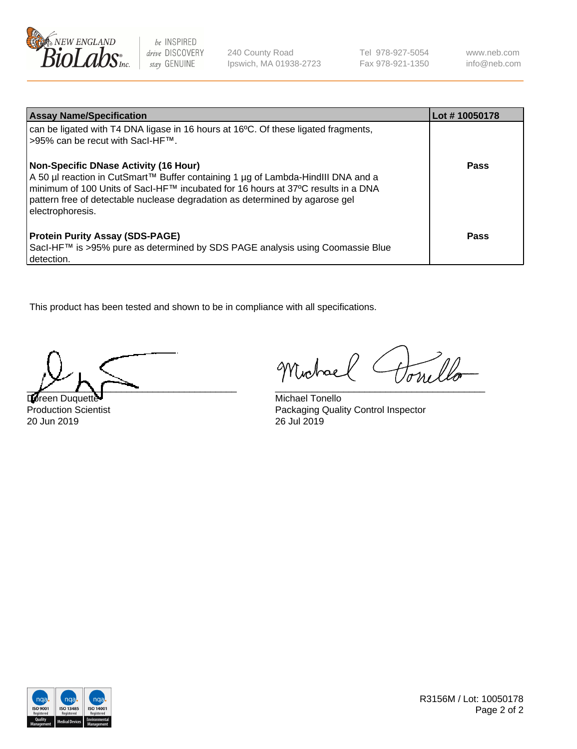| Assay Name/Specification | Lot # 10050178 |
|---|---|
| can be ligated with T4 DNA ligase in 16 hours at 16ºC. Of these ligated fragments, >95% can be recut with SacI-HF™. | |
| **Non-Specific DNase Activity (16 Hour)**<br>A 50 µl reaction in CutSmart™ Buffer containing 1 µg of Lambda-HindIII DNA and a minimum of 100 Units of SacI-HF™ incubated for 16 hours at 37ºC results in a DNA pattern free of detectable nuclease degradation as determined by agarose gel electrophoresis. | **Pass** |
| **Protein Purity Assay (SDS-PAGE)**<br>SacI-HF™ is >95% pure as determined by SDS PAGE analysis using Coomassie Blue detection. | **Pass** |

This product has been tested and shown to be in compliance with all specifications.

Doreen Duquette
Production Scientist
20 Jun 2019

Michael Tonello
Packaging Quality Control Inspector
26 Jul 2019

R3156M / Lot: 10050178